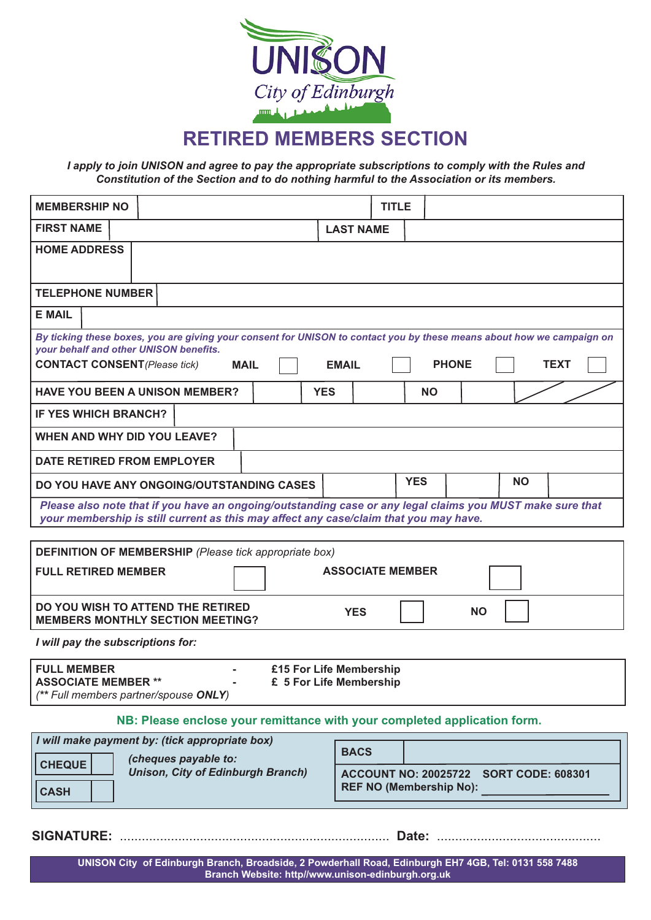UNISON
City of Edinburgh

# RETIRED MEMBERS SECTION

***I apply to join UNISON and agree to pay the appropriate subscriptions to comply with the Rules and Constitution of the Section and to do nothing harmful to the Association or its members.***

| | | | |
|---|---|---|---|
| **MEMBERSHIP NO** | | **TITLE** | |
| **FIRST NAME** | | **LAST NAME** | |
| **HOME ADDRESS** | | | |
| **TELEPHONE NUMBER** | | | |
| **E MAIL** | | | |

***By ticking these boxes, you are giving your consent for UNISON to contact you by these means about how we campaign on your behalf and other UNISON benefits.***

**CONTACT CONSENT** *(Please tick)* **MAIL** ☐ **EMAIL** ☐ **PHONE** ☐ **TEXT** ☐

| | | | | | |
|---|---|---|---|---|---|
| **HAVE YOU BEEN A UNISON MEMBER?** | | **YES** | | **NO** | |
| **IF YES WHICH BRANCH?** | | | | | |
| **WHEN AND WHY DID YOU LEAVE?** | | | | | |
| **DATE RETIRED FROM EMPLOYER** | | | | | |
| **DO YOU HAVE ANY ONGOING/OUTSTANDING CASES** | | **YES** | | **NO** | |

***Please also note that if you have an ongoing/outstanding case or any legal claims you MUST make sure that your membership is still current as this may affect any case/claim that you may have.***

**DEFINITION OF MEMBERSHIP** *(Please tick appropriate box)*

**FULL RETIRED MEMBER** ☐ **ASSOCIATE MEMBER** ☐

**DO YOU WISH TO ATTEND THE RETIRED MEMBERS MONTHLY SECTION MEETING?** **YES** ☐ **NO** ☐

***I will pay the subscriptions for:***

**FULL MEMBER** - **£15 For Life Membership**
**ASSOCIATE MEMBER \*\*** - **£ 5 For Life Membership**
*(\*\* Full members partner/spouse **ONLY**)*

**NB: Please enclose your remittance with your completed application form.**

***I will make payment by: (tick appropriate box)***

**CHEQUE** ☐ ***(cheques payable to: Unison, City of Edinburgh Branch)***

**CASH** ☐

**BACS** ☐

**ACCOUNT NO: 20025722 SORT CODE: 608301**
**REF NO (Membership No):** ____________________

**SIGNATURE:** ........................................................................ **Date:** ............................................

UNISON City of Edinburgh Branch, Broadside, 2 Powderhall Road, Edinburgh EH7 4GB, Tel: 0131 558 7488
Branch Website: http//www.unison-edinburgh.org.uk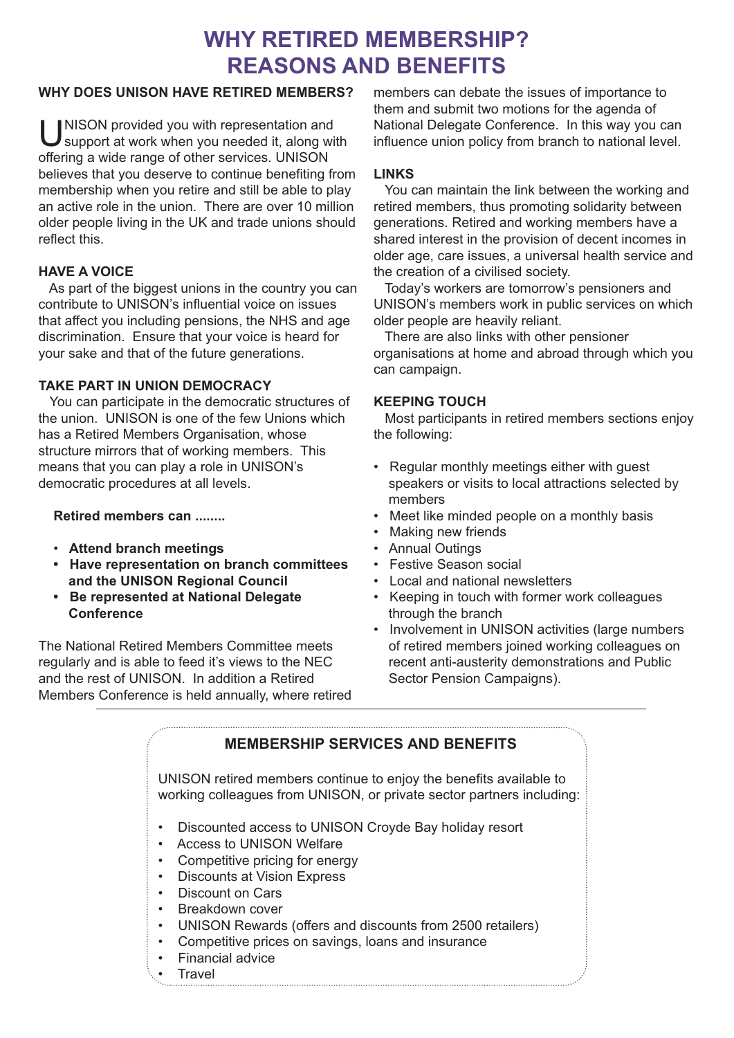# WHY RETIRED MEMBERSHIP? REASONS AND BENEFITS

### WHY DOES UNISON HAVE RETIRED MEMBERS?

UNISON provided you with representation and support at work when you needed it, along with offering a wide range of other services. UNISON believes that you deserve to continue benefiting from membership when you retire and still be able to play an active role in the union. There are over 10 million older people living in the UK and trade unions should reflect this.

### HAVE A VOICE

As part of the biggest unions in the country you can contribute to UNISON's influential voice on issues that affect you including pensions, the NHS and age discrimination. Ensure that your voice is heard for your sake and that of the future generations.

### TAKE PART IN UNION DEMOCRACY

You can participate in the democratic structures of the union. UNISON is one of the few Unions which has a Retired Members Organisation, whose structure mirrors that of working members. This means that you can play a role in UNISON's democratic procedures at all levels.

**Retired members can ........**

- **Attend branch meetings**
- **Have representation on branch committees and the UNISON Regional Council**
- **Be represented at National Delegate Conference**

The National Retired Members Committee meets regularly and is able to feed it's views to the NEC and the rest of UNISON. In addition a Retired Members Conference is held annually, where retired members can debate the issues of importance to them and submit two motions for the agenda of National Delegate Conference. In this way you can influence union policy from branch to national level.

### LINKS

You can maintain the link between the working and retired members, thus promoting solidarity between generations. Retired and working members have a shared interest in the provision of decent incomes in older age, care issues, a universal health service and the creation of a civilised society.

Today's workers are tomorrow's pensioners and UNISON's members work in public services on which older people are heavily reliant.

There are also links with other pensioner organisations at home and abroad through which you can campaign.

### KEEPING TOUCH

Most participants in retired members sections enjoy the following:

- Regular monthly meetings either with guest speakers or visits to local attractions selected by members
- Meet like minded people on a monthly basis
- Making new friends
- Annual Outings
- Festive Season social
- Local and national newsletters
- Keeping in touch with former work colleagues through the branch
- Involvement in UNISON activities (large numbers of retired members joined working colleagues on recent anti-austerity demonstrations and Public Sector Pension Campaigns).

---

### MEMBERSHIP SERVICES AND BENEFITS

UNISON retired members continue to enjoy the benefits available to working colleagues from UNISON, or private sector partners including:

- Discounted access to UNISON Croyde Bay holiday resort
- Access to UNISON Welfare
- Competitive pricing for energy
- Discounts at Vision Express
- Discount on Cars
- Breakdown cover
- UNISON Rewards (offers and discounts from 2500 retailers)
- Competitive prices on savings, loans and insurance
- Financial advice
- Travel